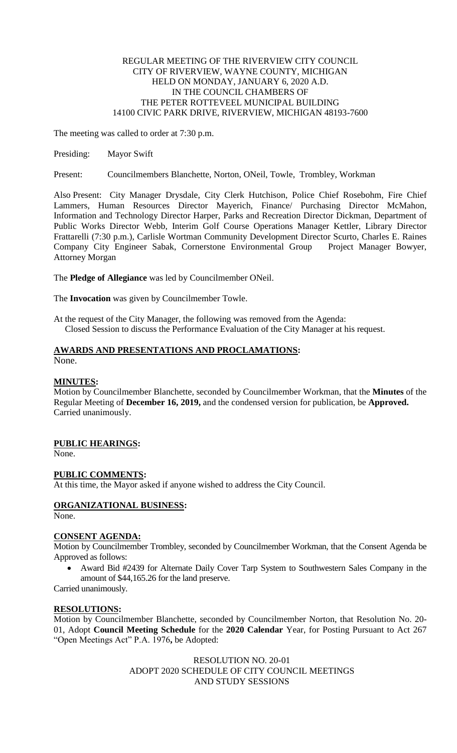REGULAR MEETING OF THE RIVERVIEW CITY COUNCIL
CITY OF RIVERVIEW, WAYNE COUNTY, MICHIGAN
HELD ON MONDAY, JANUARY 6, 2020 A.D.
IN THE COUNCIL CHAMBERS OF
THE PETER ROTTEVEEL MUNICIPAL BUILDING
14100 CIVIC PARK DRIVE, RIVERVIEW, MICHIGAN 48193-7600

The meeting was called to order at 7:30 p.m.

Presiding: Mayor Swift

Present: Councilmembers Blanchette, Norton, ONeil, Towle, Trombley, Workman

Also Present: City Manager Drysdale, City Clerk Hutchison, Police Chief Rosebohm, Fire Chief Lammers, Human Resources Director Mayerich, Finance/ Purchasing Director McMahon, Information and Technology Director Harper, Parks and Recreation Director Dickman, Department of Public Works Director Webb, Interim Golf Course Operations Manager Kettler, Library Director Frattarelli (7:30 p.m.), Carlisle Wortman Community Development Director Scurto, Charles E. Raines Company City Engineer Sabak, Cornerstone Environmental Group Project Manager Bowyer, Attorney Morgan

The **Pledge of Allegiance** was led by Councilmember ONeil.

The **Invocation** was given by Councilmember Towle.

At the request of the City Manager, the following was removed from the Agenda:
Closed Session to discuss the Performance Evaluation of the City Manager at his request.

**AWARDS AND PRESENTATIONS AND PROCLAMATIONS:**
None.

**MINUTES:**
Motion by Councilmember Blanchette, seconded by Councilmember Workman, that the **Minutes** of the Regular Meeting of **December 16, 2019,** and the condensed version for publication, be **Approved.** Carried unanimously.

**PUBLIC HEARINGS:**
None.

**PUBLIC COMMENTS:**
At this time, the Mayor asked if anyone wished to address the City Council.

**ORGANIZATIONAL BUSINESS:**
None.

**CONSENT AGENDA:**
Motion by Councilmember Trombley, seconded by Councilmember Workman, that the Consent Agenda be Approved as follows:

- Award Bid #2439 for Alternate Daily Cover Tarp System to Southwestern Sales Company in the amount of $44,165.26 for the land preserve.

Carried unanimously.

**RESOLUTIONS:**
Motion by Councilmember Blanchette, seconded by Councilmember Norton, that Resolution No. 20-01, Adopt **Council Meeting Schedule** for the **2020 Calendar** Year, for Posting Pursuant to Act 267 "Open Meetings Act" P.A. 1976**,** be Adopted:

RESOLUTION NO. 20-01
ADOPT 2020 SCHEDULE OF CITY COUNCIL MEETINGS
AND STUDY SESSIONS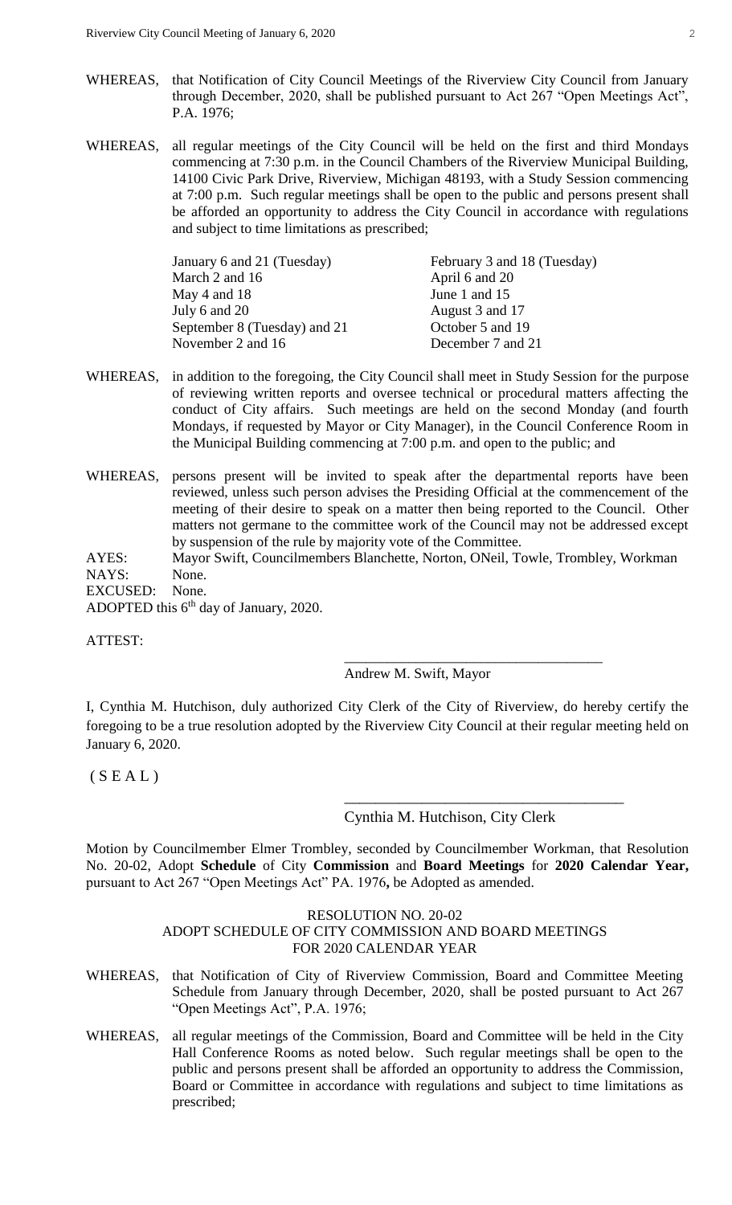WHEREAS, that Notification of City Council Meetings of the Riverview City Council from January through December, 2020, shall be published pursuant to Act 267 "Open Meetings Act", P.A. 1976;

WHEREAS, all regular meetings of the City Council will be held on the first and third Mondays commencing at 7:30 p.m. in the Council Chambers of the Riverview Municipal Building, 14100 Civic Park Drive, Riverview, Michigan 48193, with a Study Session commencing at 7:00 p.m. Such regular meetings shall be open to the public and persons present shall be afforded an opportunity to address the City Council in accordance with regulations and subject to time limitations as prescribed;

| | |
|---|---|
| January 6 and 21 (Tuesday) | February 3 and 18 (Tuesday) |
| March 2 and 16 | April 6 and 20 |
| May 4 and 18 | June 1 and 15 |
| July 6 and 20 | August 3 and 17 |
| September 8 (Tuesday) and 21 | October 5 and 19 |
| November 2 and 16 | December 7 and 21 |

WHEREAS, in addition to the foregoing, the City Council shall meet in Study Session for the purpose of reviewing written reports and oversee technical or procedural matters affecting the conduct of City affairs. Such meetings are held on the second Monday (and fourth Mondays, if requested by Mayor or City Manager), in the Council Conference Room in the Municipal Building commencing at 7:00 p.m. and open to the public; and

WHEREAS, persons present will be invited to speak after the departmental reports have been reviewed, unless such person advises the Presiding Official at the commencement of the meeting of their desire to speak on a matter then being reported to the Council. Other matters not germane to the committee work of the Council may not be addressed except by suspension of the rule by majority vote of the Committee.

AYES: Mayor Swift, Councilmembers Blanchette, Norton, ONeil, Towle, Trombley, Workman
NAYS: None.
EXCUSED: None.
ADOPTED this 6th day of January, 2020.

ATTEST:

\_\_\_\_\_\_\_\_\_\_\_\_\_\_\_\_\_\_\_\_\_\_\_\_\_\_\_\_\_\_\_\_\_\_\_\_
Andrew M. Swift, Mayor

I, Cynthia M. Hutchison, duly authorized City Clerk of the City of Riverview, do hereby certify the foregoing to be a true resolution adopted by the Riverview City Council at their regular meeting held on January 6, 2020.

( S E A L )

\_\_\_\_\_\_\_\_\_\_\_\_\_\_\_\_\_\_\_\_\_\_\_\_\_\_\_\_\_\_\_\_\_\_\_\_
Cynthia M. Hutchison, City Clerk

Motion by Councilmember Elmer Trombley, seconded by Councilmember Workman, that Resolution No. 20-02, Adopt **Schedule** of City **Commission** and **Board Meetings** for **2020 Calendar Year,** pursuant to Act 267 "Open Meetings Act" PA. 1976**,** be Adopted as amended.

RESOLUTION NO. 20-02
ADOPT SCHEDULE OF CITY COMMISSION AND BOARD MEETINGS
FOR 2020 CALENDAR YEAR

WHEREAS, that Notification of City of Riverview Commission, Board and Committee Meeting Schedule from January through December, 2020, shall be posted pursuant to Act 267 "Open Meetings Act", P.A. 1976;

WHEREAS, all regular meetings of the Commission, Board and Committee will be held in the City Hall Conference Rooms as noted below. Such regular meetings shall be open to the public and persons present shall be afforded an opportunity to address the Commission, Board or Committee in accordance with regulations and subject to time limitations as prescribed;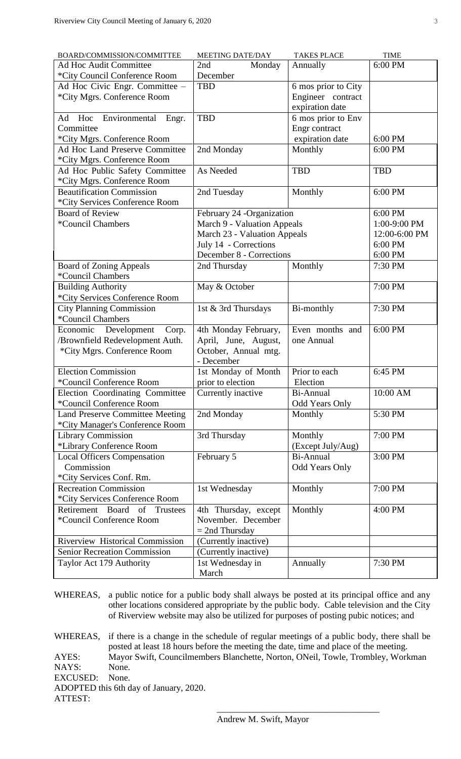| BOARD/COMMISSION/COMMITTEE | MEETING DATE/DAY | TAKES PLACE | TIME |
|---|---|---|---|
| Ad Hoc Audit Committee *City Council Conference Room | 2nd Monday December | Annually | 6:00 PM |
| Ad Hoc Civic Engr. Committee – *City Mgrs. Conference Room | TBD | 6 mos prior to City Engineer contract expiration date | |
| Ad Hoc Environmental Engr. Committee *City Mgrs. Conference Room | TBD | 6 mos prior to Env Engr contract expiration date | 6:00 PM |
| Ad Hoc Land Preserve Committee *City Mgrs. Conference Room | 2nd Monday | Monthly | 6:00 PM |
| Ad Hoc Public Safety Committee *City Mgrs. Conference Room | As Needed | TBD | TBD |
| Beautification Commission *City Services Conference Room | 2nd Tuesday | Monthly | 6:00 PM |
| Board of Review *Council Chambers | February 24 -Organization<br>March 9 - Valuation Appeals<br>March 23 - Valuation Appeals<br>July 14 - Corrections<br>December 8 - Corrections | | 6:00 PM<br>1:00-9:00 PM<br>12:00-6:00 PM<br>6:00 PM<br>6:00 PM |
| Board of Zoning Appeals *Council Chambers | 2nd Thursday | Monthly | 7:30 PM |
| Building Authority *City Services Conference Room | May & October | | 7:00 PM |
| City Planning Commission *Council Chambers | 1st & 3rd Thursdays | Bi-monthly | 7:30 PM |
| Economic Development Corp. /Brownfield Redevelopment Auth. *City Mgrs. Conference Room | 4th Monday February, April, June, August, October, Annual mtg. - December | Even months and one Annual | 6:00 PM |
| Election Commission *Council Conference Room | 1st Monday of Month prior to election | Prior to each Election | 6:45 PM |
| Election Coordinating Committee *Council Conference Room | Currently inactive | Bi-Annual Odd Years Only | 10:00 AM |
| Land Preserve Committee Meeting *City Manager's Conference Room | 2nd Monday | Monthly | 5:30 PM |
| Library Commission *Library Conference Room | 3rd Thursday | Monthly (Except July/Aug) | 7:00 PM |
| Local Officers Compensation Commission *City Services Conf. Rm. | February 5 | Bi-Annual Odd Years Only | 3:00 PM |
| Recreation Commission *City Services Conference Room | 1st Wednesday | Monthly | 7:00 PM |
| Retirement Board of Trustees *Council Conference Room | 4th Thursday, except November. December = 2nd Thursday | Monthly | 4:00 PM |
| Riverview Historical Commission | (Currently inactive) | | |
| Senior Recreation Commission | (Currently inactive) | | |
| Taylor Act 179 Authority | 1st Wednesday in March | Annually | 7:30 PM |

WHEREAS, a public notice for a public body shall always be posted at its principal office and any other locations considered appropriate by the public body. Cable television and the City of Riverview website may also be utilized for purposes of posting pubic notices; and

WHEREAS, if there is a change in the schedule of regular meetings of a public body, there shall be posted at least 18 hours before the meeting the date, time and place of the meeting.

AYES: Mayor Swift, Councilmembers Blanchette, Norton, ONeil, Towle, Trombley, Workman
NAYS: None.
EXCUSED: None.
ADOPTED this 6th day of January, 2020.
ATTEST:

\_\_\_\_\_\_\_\_\_\_\_\_\_\_\_\_\_\_\_\_\_\_\_\_\_\_\_\_\_\_\_\_\_\_\_\_
Andrew M. Swift, Mayor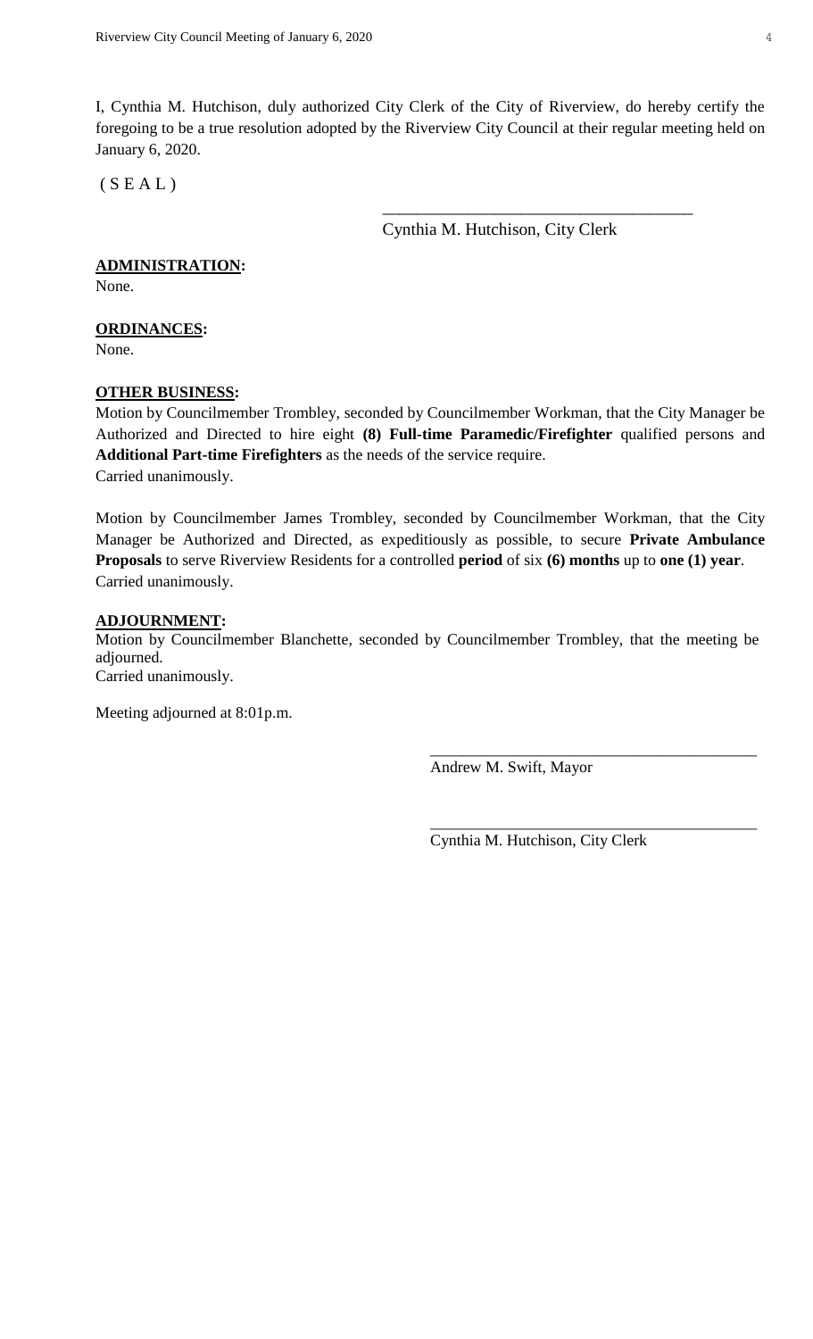I, Cynthia M. Hutchison, duly authorized City Clerk of the City of Riverview, do hereby certify the foregoing to be a true resolution adopted by the Riverview City Council at their regular meeting held on January 6, 2020.

( S E A L )

\_\_\_\_\_\_\_\_\_\_\_\_\_\_\_\_\_\_\_\_\_\_\_\_\_\_\_\_\_\_\_\_\_\_\_\_\_\_
Cynthia M. Hutchison, City Clerk

**ADMINISTRATION:**
None.

**ORDINANCES:**
None.

**OTHER BUSINESS:**
Motion by Councilmember Trombley, seconded by Councilmember Workman, that the City Manager be Authorized and Directed to hire eight **(8) Full-time Paramedic/Firefighter** qualified persons and **Additional Part-time Firefighters** as the needs of the service require.
Carried unanimously.

Motion by Councilmember James Trombley, seconded by Councilmember Workman, that the City Manager be Authorized and Directed, as expeditiously as possible, to secure **Private Ambulance Proposals** to serve Riverview Residents for a controlled **period** of six **(6) months** up to **one (1) year**.
Carried unanimously.

**ADJOURNMENT:**
Motion by Councilmember Blanchette, seconded by Councilmember Trombley, that the meeting be adjourned.
Carried unanimously.

Meeting adjourned at 8:01p.m.

\_\_\_\_\_\_\_\_\_\_\_\_\_\_\_\_\_\_\_\_\_\_\_\_\_\_\_\_\_\_\_\_\_\_\_\_\_\_
Andrew M. Swift, Mayor

\_\_\_\_\_\_\_\_\_\_\_\_\_\_\_\_\_\_\_\_\_\_\_\_\_\_\_\_\_\_\_\_\_\_\_\_\_\_
Cynthia M. Hutchison, City Clerk